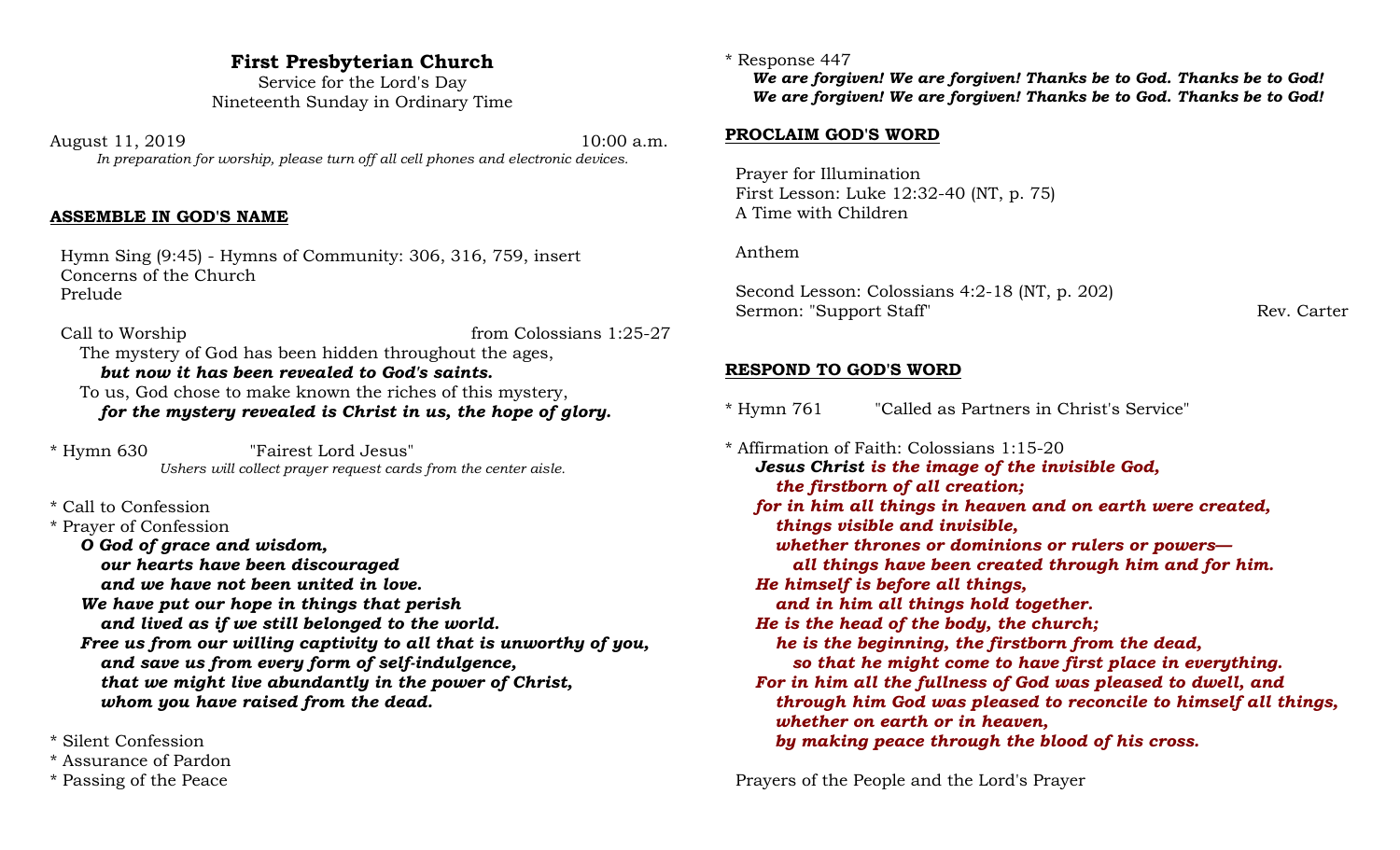# First Presbyterian Church

Service for the Lord's Day
Nineteenth Sunday in Ordinary Time

August 11, 2019 — 10:00 a.m.

*In preparation for worship, please turn off all cell phones and electronic devices.*

## ASSEMBLE IN GOD'S NAME

Hymn Sing (9:45) - Hymns of Community: 306, 316, 759, insert
Concerns of the Church
Prelude

Call to Worship — from Colossians 1:25-27

The mystery of God has been hidden throughout the ages,
***but now it has been revealed to God's saints.***
To us, God chose to make known the riches of this mystery,
***for the mystery revealed is Christ in us, the hope of glory.***

* Hymn 630 — "Fairest Lord Jesus"

*Ushers will collect prayer request cards from the center aisle.*

* Call to Confession
* Prayer of Confession

***O God of grace and wisdom,***
***our hearts have been discouraged***
***and we have not been united in love.***
***We have put our hope in things that perish***
***and lived as if we still belonged to the world.***
***Free us from our willing captivity to all that is unworthy of you,***
***and save us from every form of self-indulgence,***
***that we might live abundantly in the power of Christ,***
***whom you have raised from the dead.***

* Silent Confession
* Assurance of Pardon
* Passing of the Peace
* Response 447

***We are forgiven! We are forgiven! Thanks be to God. Thanks be to God!***
***We are forgiven! We are forgiven! Thanks be to God. Thanks be to God!***

## PROCLAIM GOD'S WORD

Prayer for Illumination
First Lesson: Luke 12:32-40 (NT, p. 75)
A Time with Children

Anthem

Second Lesson: Colossians 4:2-18 (NT, p. 202)
Sermon: "Support Staff" — Rev. Carter

## RESPOND TO GOD'S WORD

* Hymn 761 — "Called as Partners in Christ's Service"

* Affirmation of Faith: Colossians 1:15-20

***Jesus Christ is the image of the invisible God,***
***the firstborn of all creation;***
***for in him all things in heaven and on earth were created,***
***things visible and invisible,***
***whether thrones or dominions or rulers or powers—***
***all things have been created through him and for him.***
***He himself is before all things,***
***and in him all things hold together.***
***He is the head of the body, the church;***
***he is the beginning, the firstborn from the dead,***
***so that he might come to have first place in everything.***
***For in him all the fullness of God was pleased to dwell, and***
***through him God was pleased to reconcile to himself all things,***
***whether on earth or in heaven,***
***by making peace through the blood of his cross.***

Prayers of the People and the Lord's Prayer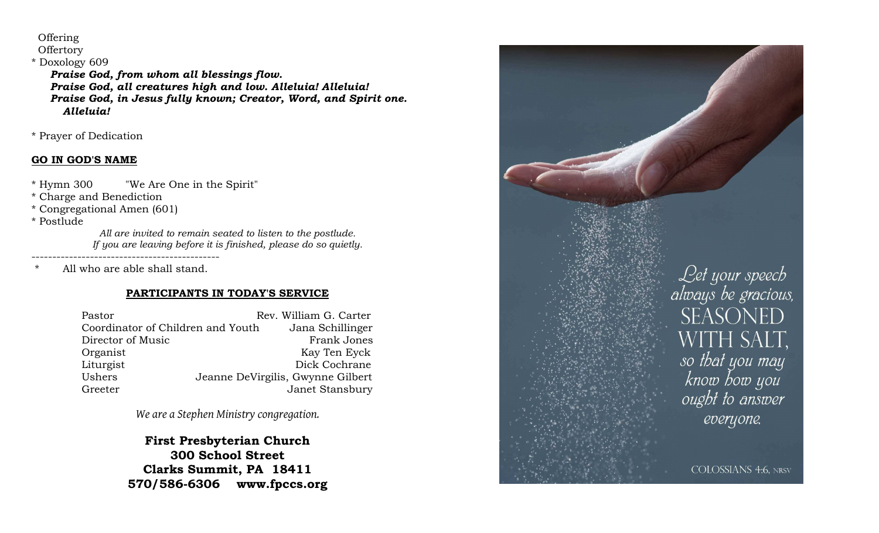Offering

Offertory

\* Doxology 609

*Praise God, from whom all blessings flow.*
*Praise God, all creatures high and low. Alleluia! Alleluia!*
*Praise God, in Jesus fully known; Creator, Word, and Spirit one.*
*Alleluia!*

\* Prayer of Dedication

## GO IN GOD'S NAME

\* Hymn 300 "We Are One in the Spirit"
\* Charge and Benediction
\* Congregational Amen (601)
\* Postlude

*All are invited to remain seated to listen to the postlude.*
*If you are leaving before it is finished, please do so quietly.*

---

\* All who are able shall stand.

## PARTICIPANTS IN TODAY'S SERVICE

| | |
|---|---|
| Pastor | Rev. William G. Carter |
| Coordinator of Children and Youth | Jana Schillinger |
| Director of Music | Frank Jones |
| Organist | Kay Ten Eyck |
| Liturgist | Dick Cochrane |
| Ushers | Jeanne DeVirgilis, Gwynne Gilbert |
| Greeter | Janet Stansbury |

*We are a Stephen Ministry congregation.*

**First Presbyterian Church**
**300 School Street**
**Clarks Summit, PA 18411**
**570/586-6306 www.fpccs.org**

Let your speech always be gracious, SEASONED WITH SALT, so that you may know how you ought to answer everyone.

COLOSSIANS 4:6, NRSV